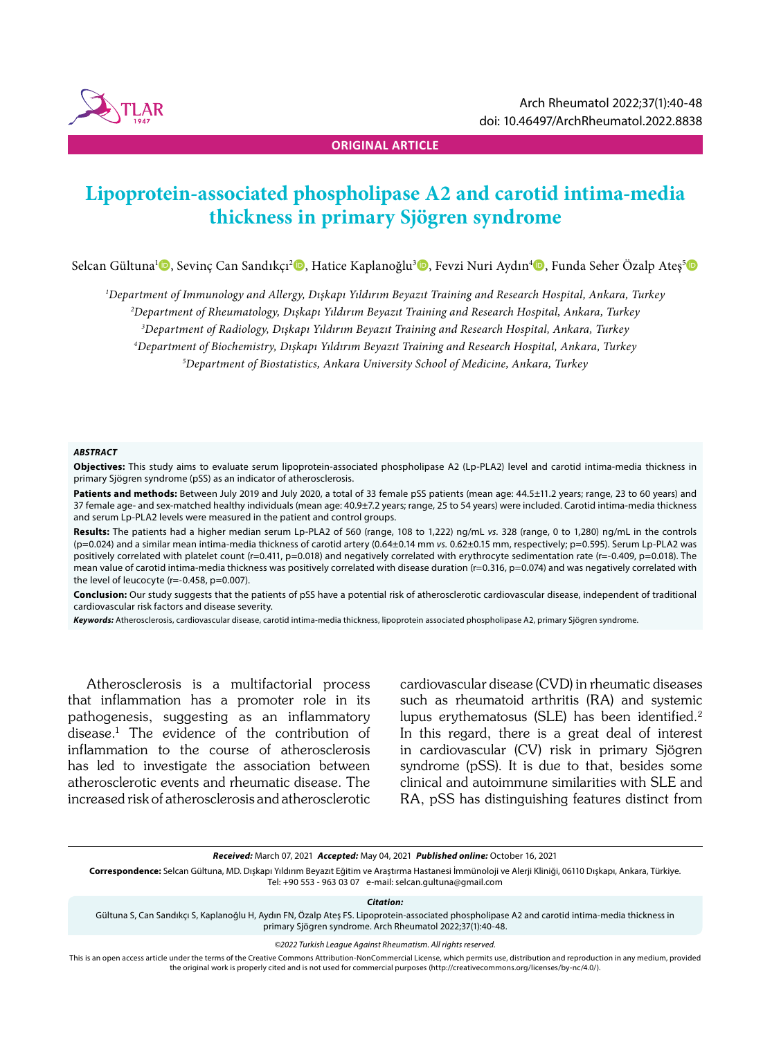ORIGINAL ARTICLE

# Lipoprotein-associated phospholipase A2 and carotid intima-media thickness in primary Sjögren syndrome

Selcan Gültuna[1], Sevinç Can Sandıkçı[2], Hatice Kaplanoğlu[3], Fevzi Nuri Aydın[4], Funda Seher Özalp Ateş[5]

[1]*Department of Immunology and Allergy, Dışkapı Yıldırım Beyazıt Training and Research Hospital, Ankara, Turkey*
[2]*Department of Rheumatology, Dışkapı Yıldırım Beyazıt Training and Research Hospital, Ankara, Turkey*
[3]*Department of Radiology, Dışkapı Yıldırım Beyazıt Training and Research Hospital, Ankara, Turkey*
[4]*Department of Biochemistry, Dışkapı Yıldırım Beyazıt Training and Research Hospital, Ankara, Turkey*
[5]*Department of Biostatistics, Ankara University School of Medicine, Ankara, Turkey*

***ABSTRACT***

**Objectives:** This study aims to evaluate serum lipoprotein-associated phospholipase A2 (Lp-PLA2) level and carotid intima-media thickness in primary Sjögren syndrome (pSS) as an indicator of atherosclerosis.

**Patients and methods:** Between July 2019 and July 2020, a total of 33 female pSS patients (mean age: 44.5±11.2 years; range, 23 to 60 years) and 37 female age- and sex-matched healthy individuals (mean age: 40.9±7.2 years; range, 25 to 54 years) were included. Carotid intima-media thickness and serum Lp-PLA2 levels were measured in the patient and control groups.

**Results:** The patients had a higher median serum Lp-PLA2 of 560 (range, 108 to 1,222) ng/mL *vs.* 328 (range, 0 to 1,280) ng/mL in the controls (p=0.024) and a similar mean intima-media thickness of carotid artery (0.64±0.14 mm *vs.* 0.62±0.15 mm, respectively; p=0.595). Serum Lp-PLA2 was positively correlated with platelet count (r=0.411, p=0.018) and negatively correlated with erythrocyte sedimentation rate (r=-0.409, p=0.018). The mean value of carotid intima-media thickness was positively correlated with disease duration (r=0.316, p=0.074) and was negatively correlated with the level of leucocyte (r=-0.458, p=0.007).

**Conclusion:** Our study suggests that the patients of pSS have a potential risk of atherosclerotic cardiovascular disease, independent of traditional cardiovascular risk factors and disease severity.

***Keywords:*** Atherosclerosis, cardiovascular disease, carotid intima-media thickness, lipoprotein associated phospholipase A2, primary Sjögren syndrome.

Atherosclerosis is a multifactorial process that inflammation has a promoter role in its pathogenesis, suggesting as an inflammatory disease.[1] The evidence of the contribution of inflammation to the course of atherosclerosis has led to investigate the association between atherosclerotic events and rheumatic disease. The increased risk of atherosclerosis and atherosclerotic cardiovascular disease (CVD) in rheumatic diseases such as rheumatoid arthritis (RA) and systemic lupus erythematosus (SLE) has been identified.[2] In this regard, there is a great deal of interest in cardiovascular (CV) risk in primary Sjögren syndrome (pSS). It is due to that, besides some clinical and autoimmune similarities with SLE and RA, pSS has distinguishing features distinct from

***Received:*** March 07, 2021 ***Accepted:*** May 04, 2021 ***Published online:*** October 16, 2021

**Correspondence:** Selcan Gültuna, MD. Dışkapı Yıldırım Beyazıt Eğitim ve Araştırma Hastanesi İmmünoloji ve Alerji Kliniği, 06110 Dışkapı, Ankara, Türkiye. Tel: +90 553 - 963 03 07 e-mail: selcan.gultuna@gmail.com

***Citation:***
Gültuna S, Can Sandıkçı S, Kaplanoğlu H, Aydın FN, Özalp Ateş FS. Lipoprotein-associated phospholipase A2 and carotid intima-media thickness in primary Sjögren syndrome. Arch Rheumatol 2022;37(1):40-48.

*©2022 Turkish League Against Rheumatism. All rights reserved.*

This is an open access article under the terms of the Creative Commons Attribution-NonCommercial License, which permits use, distribution and reproduction in any medium, provided the original work is properly cited and is not used for commercial purposes (http://creativecommons.org/licenses/by-nc/4.0/).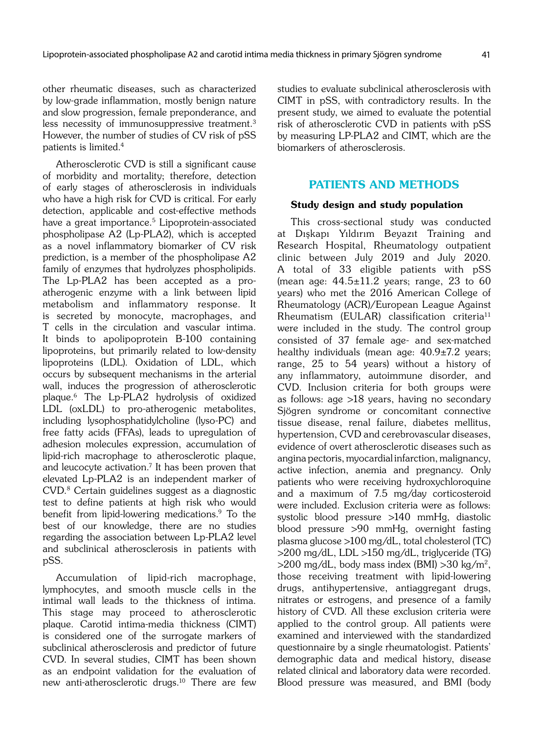other rheumatic diseases, such as characterized by low-grade inflammation, mostly benign nature and slow progression, female preponderance, and less necessity of immunosuppressive treatment.[3] However, the number of studies of CV risk of pSS patients is limited.[4]

Atherosclerotic CVD is still a significant cause of morbidity and mortality; therefore, detection of early stages of atherosclerosis in individuals who have a high risk for CVD is critical. For early detection, applicable and cost-effective methods have a great importance.[5] Lipoprotein-associated phospholipase A2 (Lp-PLA2), which is accepted as a novel inflammatory biomarker of CV risk prediction, is a member of the phospholipase A2 family of enzymes that hydrolyzes phospholipids. The Lp-PLA2 has been accepted as a pro-atherogenic enzyme with a link between lipid metabolism and inflammatory response. It is secreted by monocyte, macrophages, and T cells in the circulation and vascular intima. It binds to apolipoprotein B-100 containing lipoproteins, but primarily related to low-density lipoproteins (LDL). Oxidation of LDL, which occurs by subsequent mechanisms in the arterial wall, induces the progression of atherosclerotic plaque.[6] The Lp-PLA2 hydrolysis of oxidized LDL (oxLDL) to pro-atherogenic metabolites, including lysophosphatidylcholine (lyso-PC) and free fatty acids (FFAs), leads to upregulation of adhesion molecules expression, accumulation of lipid-rich macrophage to atherosclerotic plaque, and leucocyte activation.[7] It has been proven that elevated Lp-PLA2 is an independent marker of CVD.[8] Certain guidelines suggest as a diagnostic test to define patients at high risk who would benefit from lipid-lowering medications.[9] To the best of our knowledge, there are no studies regarding the association between Lp-PLA2 level and subclinical atherosclerosis in patients with pSS.

Accumulation of lipid-rich macrophage, lymphocytes, and smooth muscle cells in the intimal wall leads to the thickness of intima. This stage may proceed to atherosclerotic plaque. Carotid intima-media thickness (CIMT) is considered one of the surrogate markers of subclinical atherosclerosis and predictor of future CVD. In several studies, CIMT has been shown as an endpoint validation for the evaluation of new anti-atherosclerotic drugs.[10] There are few studies to evaluate subclinical atherosclerosis with CIMT in pSS, with contradictory results. In the present study, we aimed to evaluate the potential risk of atherosclerotic CVD in patients with pSS by measuring LP-PLA2 and CIMT, which are the biomarkers of atherosclerosis.

## PATIENTS AND METHODS

### Study design and study population

This cross-sectional study was conducted at Dışkapı Yıldırım Beyazıt Training and Research Hospital, Rheumatology outpatient clinic between July 2019 and July 2020. A total of 33 eligible patients with pSS (mean age: 44.5±11.2 years; range, 23 to 60 years) who met the 2016 American College of Rheumatology (ACR)/European League Against Rheumatism (EULAR) classification criteria[11] were included in the study. The control group consisted of 37 female age- and sex-matched healthy individuals (mean age: 40.9±7.2 years; range, 25 to 54 years) without a history of any inflammatory, autoimmune disorder, and CVD. Inclusion criteria for both groups were as follows: age >18 years, having no secondary Sjögren syndrome or concomitant connective tissue disease, renal failure, diabetes mellitus, hypertension, CVD and cerebrovascular diseases, evidence of overt atherosclerotic diseases such as angina pectoris, myocardial infarction, malignancy, active infection, anemia and pregnancy. Only patients who were receiving hydroxychloroquine and a maximum of 7.5 mg/day corticosteroid were included. Exclusion criteria were as follows: systolic blood pressure >140 mmHg, diastolic blood pressure >90 mmHg, overnight fasting plasma glucose >100 mg/dL, total cholesterol (TC) >200 mg/dL, LDL >150 mg/dL, triglyceride (TG) >200 mg/dL, body mass index (BMI) >30 kg/m$^2$, those receiving treatment with lipid-lowering drugs, antihypertensive, antiaggregant drugs, nitrates or estrogens, and presence of a family history of CVD. All these exclusion criteria were applied to the control group. All patients were examined and interviewed with the standardized questionnaire by a single rheumatologist. Patients' demographic data and medical history, disease related clinical and laboratory data were recorded. Blood pressure was measured, and BMI (body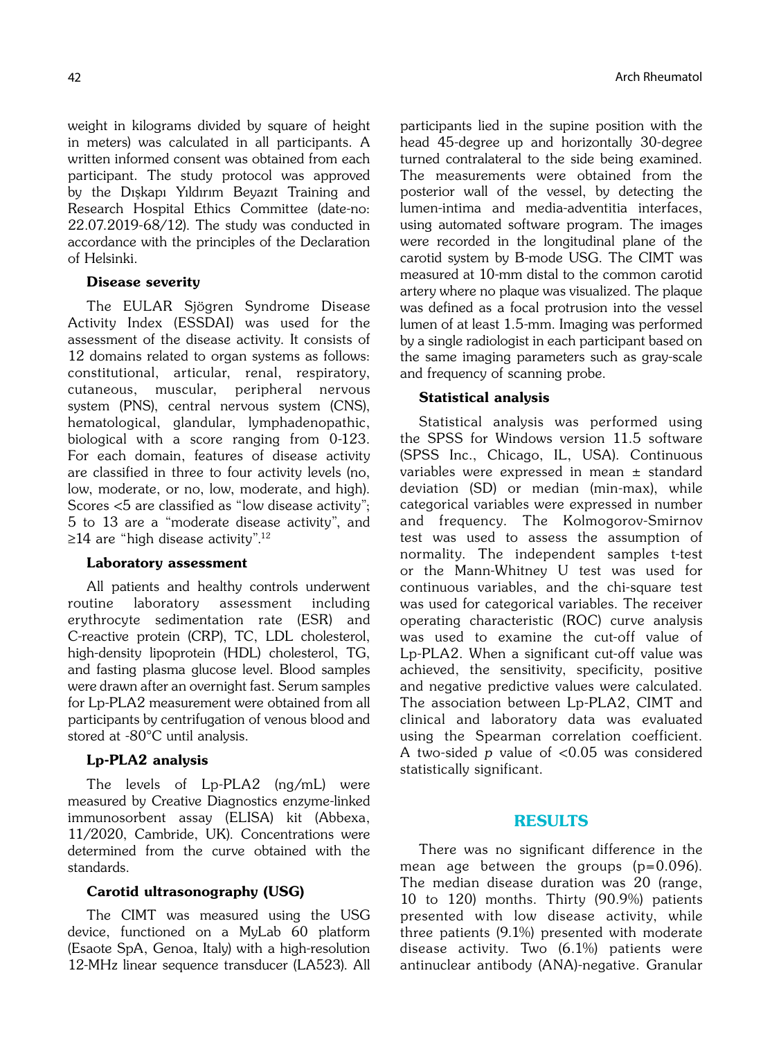weight in kilograms divided by square of height in meters) was calculated in all participants. A written informed consent was obtained from each participant. The study protocol was approved by the Dışkapı Yıldırım Beyazıt Training and Research Hospital Ethics Committee (date-no: 22.07.2019-68/12). The study was conducted in accordance with the principles of the Declaration of Helsinki.

### Disease severity

The EULAR Sjögren Syndrome Disease Activity Index (ESSDAI) was used for the assessment of the disease activity. It consists of 12 domains related to organ systems as follows: constitutional, articular, renal, respiratory, cutaneous, muscular, peripheral nervous system (PNS), central nervous system (CNS), hematological, glandular, lymphadenopathic, biological with a score ranging from 0-123. For each domain, features of disease activity are classified in three to four activity levels (no, low, moderate, or no, low, moderate, and high). Scores <5 are classified as "low disease activity"; 5 to 13 are a "moderate disease activity", and ≥14 are "high disease activity".[12]

### Laboratory assessment

All patients and healthy controls underwent routine laboratory assessment including erythrocyte sedimentation rate (ESR) and C-reactive protein (CRP), TC, LDL cholesterol, high-density lipoprotein (HDL) cholesterol, TG, and fasting plasma glucose level. Blood samples were drawn after an overnight fast. Serum samples for Lp-PLA2 measurement were obtained from all participants by centrifugation of venous blood and stored at -80°C until analysis.

### Lp-PLA2 analysis

The levels of Lp-PLA2 (ng/mL) were measured by Creative Diagnostics enzyme-linked immunosorbent assay (ELISA) kit (Abbexa, 11/2020, Cambridge, UK). Concentrations were determined from the curve obtained with the standards.

### Carotid ultrasonography (USG)

The CIMT was measured using the USG device, functioned on a MyLab 60 platform (Esaote SpA, Genoa, Italy) with a high-resolution 12-MHz linear sequence transducer (LA523). All participants lied in the supine position with the head 45-degree up and horizontally 30-degree turned contralateral to the side being examined. The measurements were obtained from the posterior wall of the vessel, by detecting the lumen-intima and media-adventitia interfaces, using automated software program. The images were recorded in the longitudinal plane of the carotid system by B-mode USG. The CIMT was measured at 10-mm distal to the common carotid artery where no plaque was visualized. The plaque was defined as a focal protrusion into the vessel lumen of at least 1.5-mm. Imaging was performed by a single radiologist in each participant based on the same imaging parameters such as gray-scale and frequency of scanning probe.

### Statistical analysis

Statistical analysis was performed using the SPSS for Windows version 11.5 software (SPSS Inc., Chicago, IL, USA). Continuous variables were expressed in mean ± standard deviation (SD) or median (min-max), while categorical variables were expressed in number and frequency. The Kolmogorov-Smirnov test was used to assess the assumption of normality. The independent samples t-test or the Mann-Whitney U test was used for continuous variables, and the chi-square test was used for categorical variables. The receiver operating characteristic (ROC) curve analysis was used to examine the cut-off value of Lp-PLA2. When a significant cut-off value was achieved, the sensitivity, specificity, positive and negative predictive values were calculated. The association between Lp-PLA2, CIMT and clinical and laboratory data was evaluated using the Spearman correlation coefficient. A two-sided $p$ value of <0.05 was considered statistically significant.

## RESULTS

There was no significant difference in the mean age between the groups (p=0.096). The median disease duration was 20 (range, 10 to 120) months. Thirty (90.9%) patients presented with low disease activity, while three patients (9.1%) presented with moderate disease activity. Two (6.1%) patients were antinuclear antibody (ANA)-negative. Granular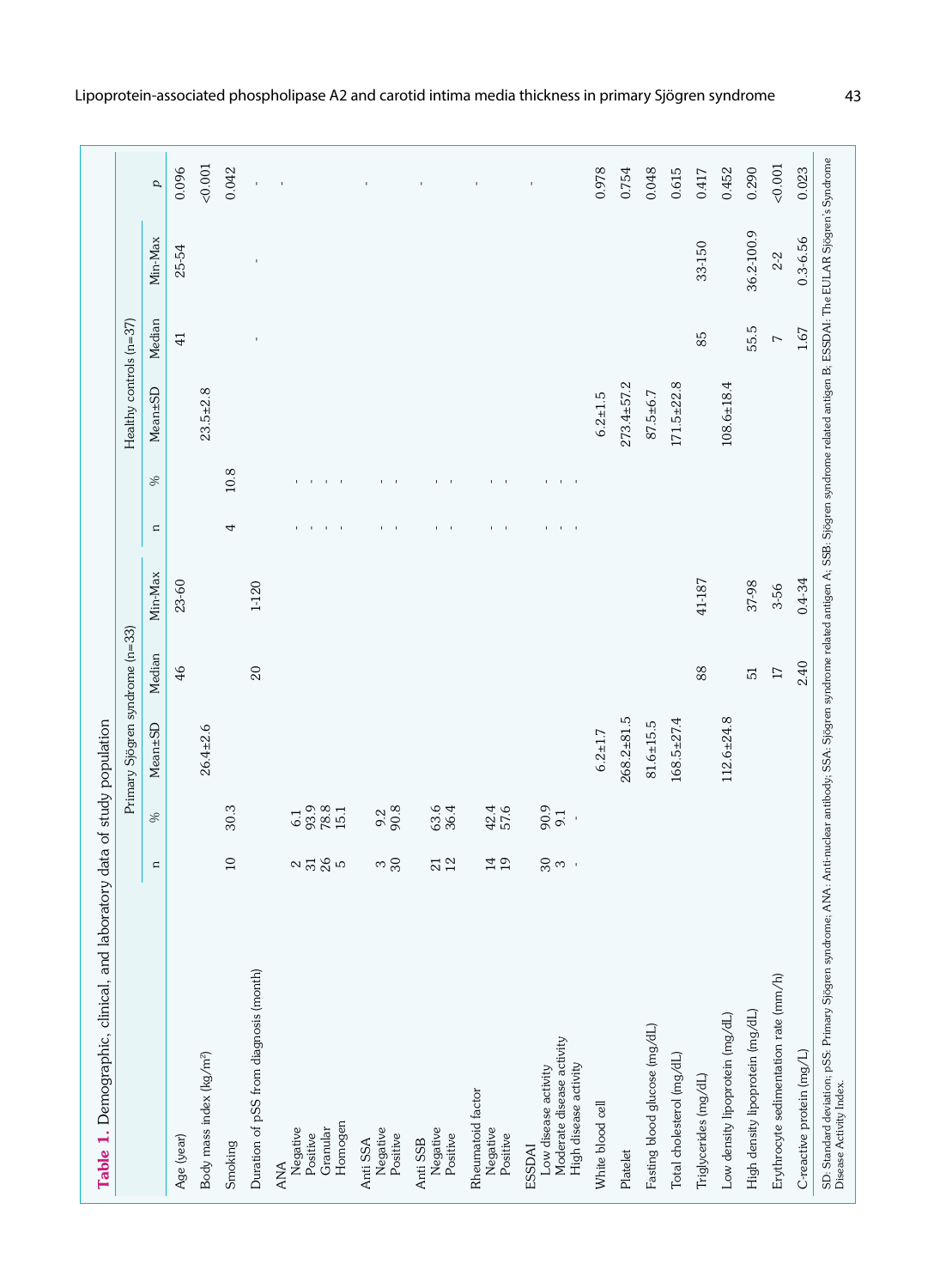**Table 1.** Demographic, clinical, and laboratory data of study population

| | Primary Sjögren syndrome (n=33) | | | | | Healthy controls (n=37) | | | | | |
|---|---|---|---|---|---|---|---|---|---|---|---|
| | n | % | Mean±SD | Median | Min-Max | n | % | Mean±SD | Median | Min-Max | *p* |
| Age (year) | | | | 46 | 23-60 | | | | 41 | 25-54 | 0.096 |
| Body mass index (kg/m²) | | | 26.4±2.6 | | | | | 23.5±2.8 | | | <0.001 |
| Smoking | 10 | 30.3 | | | | 4 | 10.8 | | | | 0.042 |
| Duration of pSS from diagnosis (month) | | | | 20 | 1-120 | | | | - | - | - |
| ANA | | | | | | | | | | | - |
| Negative | 2 | 6.1 | | | | - | - | | | | |
| Positive | 31 | 93.9 | | | | - | - | | | | |
| Granular | 26 | 78.8 | | | | - | - | | | | |
| Homogen | 5 | 15.1 | | | | - | - | | | | |
| Anti SSA | | | | | | | | | | | - |
| Negative | 3 | 9.2 | | | | - | - | | | | |
| Positive | 30 | 90.8 | | | | - | - | | | | |
| Anti SSB | | | | | | | | | | | - |
| Negative | 21 | 63.6 | | | | - | - | | | | |
| Positive | 12 | 36.4 | | | | - | - | | | | |
| Rheumatoid factor | | | | | | | | | | | - |
| Negative | 14 | 42.4 | | | | - | - | | | | |
| Positive | 19 | 57.6 | | | | - | - | | | | |
| ESSDAI | | | | | | | | | | | - |
| Low disease activity | 30 | 90.9 | | | | - | - | | | | |
| Moderate disease activity | 3 | 9.1 | | | | - | - | | | | |
| High disease activity | - | - | | | | - | - | | | | |
| White blood cell | | | 6.2±1.7 | | | | | 6.2±1.5 | | | 0.978 |
| Platelet | | | 268.2±81.5 | | | | | 273.4±57.2 | | | 0.754 |
| Fasting blood glucose (mg/dL) | | | 81.6±15.5 | | | | | 87.5±6.7 | | | 0.048 |
| Total cholesterol (mg/dL) | | | 168.5±27.4 | | | | | 171.5±22.8 | | | 0.615 |
| Triglycerides (mg/dL) | | | | 88 | 41-187 | | | | 85 | 33-150 | 0.417 |
| Low density lipoprotein (mg/dL) | | | 112.6±24.8 | | | | | 108.6±18.4 | | | 0.452 |
| High density lipoprotein (mg/dL) | | | | 51 | 37-98 | | | | 55.5 | 36.2-100.9 | 0.290 |
| Erythrocyte sedimentation rate (mm/h) | | | | 17 | 3-56 | | | | 7 | 2-2 | <0.001 |
| C-reactive protein (mg/L) | | | | 2.40 | 0.4-34 | | | | 1.67 | 0.3-6.56 | 0.023 |

SD: Standard deviation; pSS: Primary Sjögren syndrome; ANA: Anti-nuclear antibody; SSA: Sjögren syndrome related antigen A; SSB: Sjögren syndrome related antigen B; ESSDAI: The EULAR Sjögren's Syndrome Disease Activity Index.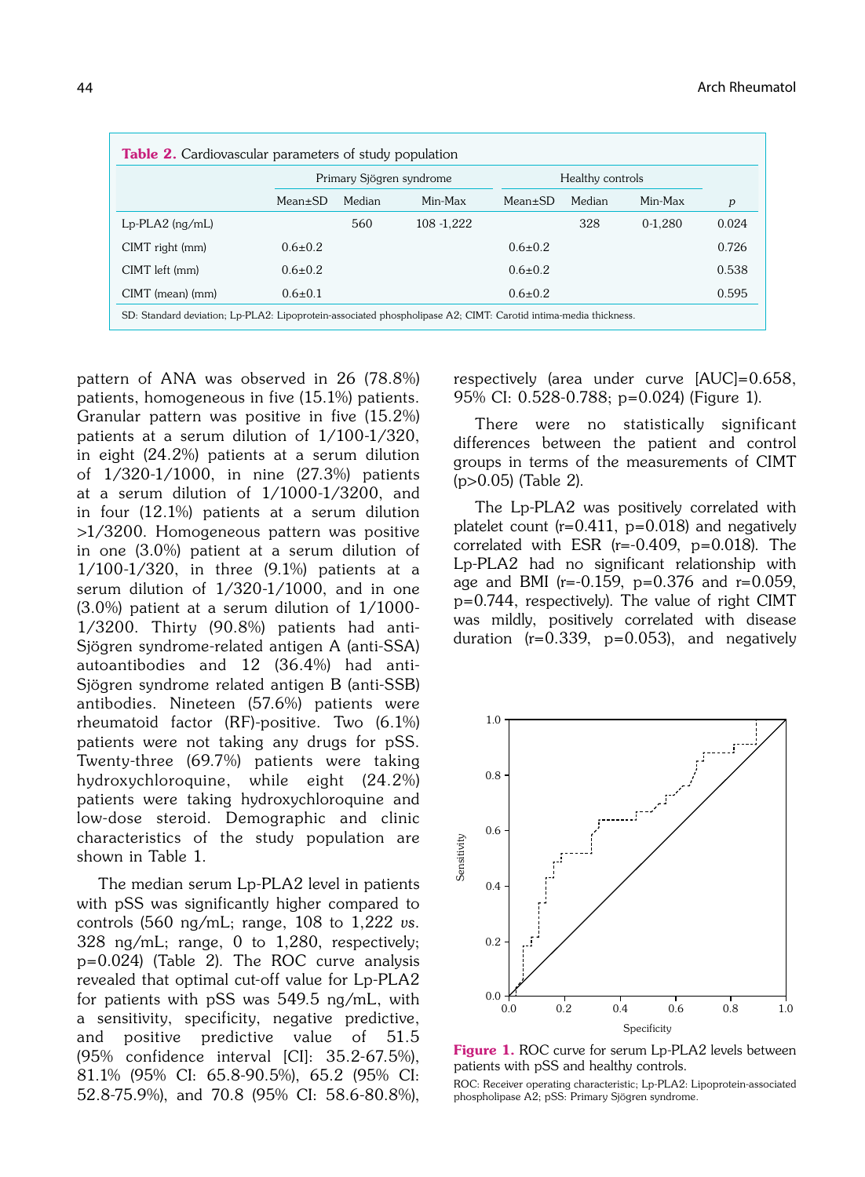**Table 2.** Cardiovascular parameters of study population

| | Primary Sjögren syndrome | | | Healthy controls | | | |
|---|---|---|---|---|---|---|---|
| | Mean±SD | Median | Min-Max | Mean±SD | Median | Min-Max | *p* |
| Lp-PLA2 (ng/mL) | | 560 | 108 -1,222 | | 328 | 0-1,280 | 0.024 |
| CIMT right (mm) | 0.6±0.2 | | | 0.6±0.2 | | | 0.726 |
| CIMT left (mm) | 0.6±0.2 | | | 0.6±0.2 | | | 0.538 |
| CIMT (mean) (mm) | 0.6±0.1 | | | 0.6±0.2 | | | 0.595 |

SD: Standard deviation; Lp-PLA2: Lipoprotein-associated phospholipase A2; CIMT: Carotid intima-media thickness.

pattern of ANA was observed in 26 (78.8%) patients, homogeneous in five (15.1%) patients. Granular pattern was positive in five (15.2%) patients at a serum dilution of 1/100-1/320, in eight (24.2%) patients at a serum dilution of 1/320-1/1000, in nine (27.3%) patients at a serum dilution of 1/1000-1/3200, and in four (12.1%) patients at a serum dilution >1/3200. Homogeneous pattern was positive in one (3.0%) patient at a serum dilution of 1/100-1/320, in three (9.1%) patients at a serum dilution of 1/320-1/1000, and in one (3.0%) patient at a serum dilution of 1/1000-1/3200. Thirty (90.8%) patients had anti-Sjögren syndrome-related antigen A (anti-SSA) autoantibodies and 12 (36.4%) had anti-Sjögren syndrome related antigen B (anti-SSB) antibodies. Nineteen (57.6%) patients were rheumatoid factor (RF)-positive. Two (6.1%) patients were not taking any drugs for pSS. Twenty-three (69.7%) patients were taking hydroxychloroquine, while eight (24.2%) patients were taking hydroxychloroquine and low-dose steroid. Demographic and clinic characteristics of the study population are shown in Table 1.

The median serum Lp-PLA2 level in patients with pSS was significantly higher compared to controls (560 ng/mL; range, 108 to 1,222 *vs*. 328 ng/mL; range, 0 to 1,280, respectively; p=0.024) (Table 2). The ROC curve analysis revealed that optimal cut-off value for Lp-PLA2 for patients with pSS was 549.5 ng/mL, with a sensitivity, specificity, negative predictive, and positive predictive value of 51.5 (95% confidence interval [CI]: 35.2-67.5%), 81.1% (95% CI: 65.8-90.5%), 65.2 (95% CI: 52.8-75.9%), and 70.8 (95% CI: 58.6-80.8%), respectively (area under curve [AUC]=0.658, 95% CI: 0.528-0.788; p=0.024) (Figure 1).

There were no statistically significant differences between the patient and control groups in terms of the measurements of CIMT (p>0.05) (Table 2).

The Lp-PLA2 was positively correlated with platelet count (r=0.411, p=0.018) and negatively correlated with ESR (r=-0.409, p=0.018). The Lp-PLA2 had no significant relationship with age and BMI (r=-0.159, p=0.376 and r=0.059, p=0.744, respectively). The value of right CIMT was mildly, positively correlated with disease duration (r=0.339, p=0.053), and negatively

**Figure 1.** ROC curve for serum Lp-PLA2 levels between patients with pSS and healthy controls.

ROC: Receiver operating characteristic; Lp-PLA2: Lipoprotein-associated phospholipase A2; pSS: Primary Sjögren syndrome.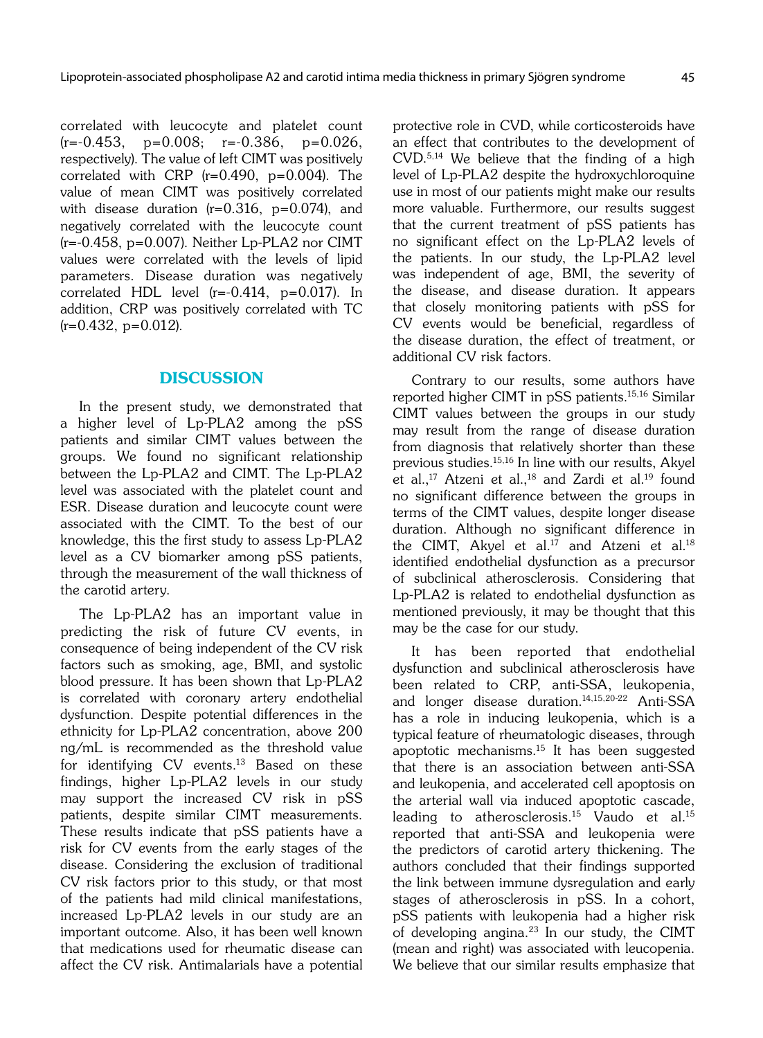correlated with leucocyte and platelet count ($r=-0.453$, $p=0.008$; $r=-0.386$, $p=0.026$, respectively). The value of left CIMT was positively correlated with CRP ($r=0.490$, $p=0.004$). The value of mean CIMT was positively correlated with disease duration ($r=0.316$, $p=0.074$), and negatively correlated with the leucocyte count ($r=-0.458$, $p=0.007$). Neither Lp-PLA2 nor CIMT values were correlated with the levels of lipid parameters. Disease duration was negatively correlated HDL level ($r=-0.414$, $p=0.017$). In addition, CRP was positively correlated with TC ($r=0.432$, $p=0.012$).

## DISCUSSION

In the present study, we demonstrated that a higher level of Lp-PLA2 among the pSS patients and similar CIMT values between the groups. We found no significant relationship between the Lp-PLA2 and CIMT. The Lp-PLA2 level was associated with the platelet count and ESR. Disease duration and leucocyte count were associated with the CIMT. To the best of our knowledge, this the first study to assess Lp-PLA2 level as a CV biomarker among pSS patients, through the measurement of the wall thickness of the carotid artery.

The Lp-PLA2 has an important value in predicting the risk of future CV events, in consequence of being independent of the CV risk factors such as smoking, age, BMI, and systolic blood pressure. It has been shown that Lp-PLA2 is correlated with coronary artery endothelial dysfunction. Despite potential differences in the ethnicity for Lp-PLA2 concentration, above 200 ng/mL is recommended as the threshold value for identifying CV events.[13] Based on these findings, higher Lp-PLA2 levels in our study may support the increased CV risk in pSS patients, despite similar CIMT measurements. These results indicate that pSS patients have a risk for CV events from the early stages of the disease. Considering the exclusion of traditional CV risk factors prior to this study, or that most of the patients had mild clinical manifestations, increased Lp-PLA2 levels in our study are an important outcome. Also, it has been well known that medications used for rheumatic disease can affect the CV risk. Antimalarials have a potential protective role in CVD, while corticosteroids have an effect that contributes to the development of CVD.[5,14] We believe that the finding of a high level of Lp-PLA2 despite the hydroxychloroquine use in most of our patients might make our results more valuable. Furthermore, our results suggest that the current treatment of pSS patients has no significant effect on the Lp-PLA2 levels of the patients. In our study, the Lp-PLA2 level was independent of age, BMI, the severity of the disease, and disease duration. It appears that closely monitoring patients with pSS for CV events would be beneficial, regardless of the disease duration, the effect of treatment, or additional CV risk factors.

Contrary to our results, some authors have reported higher CIMT in pSS patients.[15,16] Similar CIMT values between the groups in our study may result from the range of disease duration from diagnosis that relatively shorter than these previous studies.[15,16] In line with our results, Akyel et al.,[17] Atzeni et al.,[18] and Zardi et al.[19] found no significant difference between the groups in terms of the CIMT values, despite longer disease duration. Although no significant difference in the CIMT, Akyel et al.[17] and Atzeni et al.[18] identified endothelial dysfunction as a precursor of subclinical atherosclerosis. Considering that Lp-PLA2 is related to endothelial dysfunction as mentioned previously, it may be thought that this may be the case for our study.

It has been reported that endothelial dysfunction and subclinical atherosclerosis have been related to CRP, anti-SSA, leukopenia, and longer disease duration.[14,15,20-22] Anti-SSA has a role in inducing leukopenia, which is a typical feature of rheumatologic diseases, through apoptotic mechanisms.[15] It has been suggested that there is an association between anti-SSA and leukopenia, and accelerated cell apoptosis on the arterial wall via induced apoptotic cascade, leading to atherosclerosis.[15] Vaudo et al.[15] reported that anti-SSA and leukopenia were the predictors of carotid artery thickening. The authors concluded that their findings supported the link between immune dysregulation and early stages of atherosclerosis in pSS. In a cohort, pSS patients with leukopenia had a higher risk of developing angina.[23] In our study, the CIMT (mean and right) was associated with leucopenia. We believe that our similar results emphasize that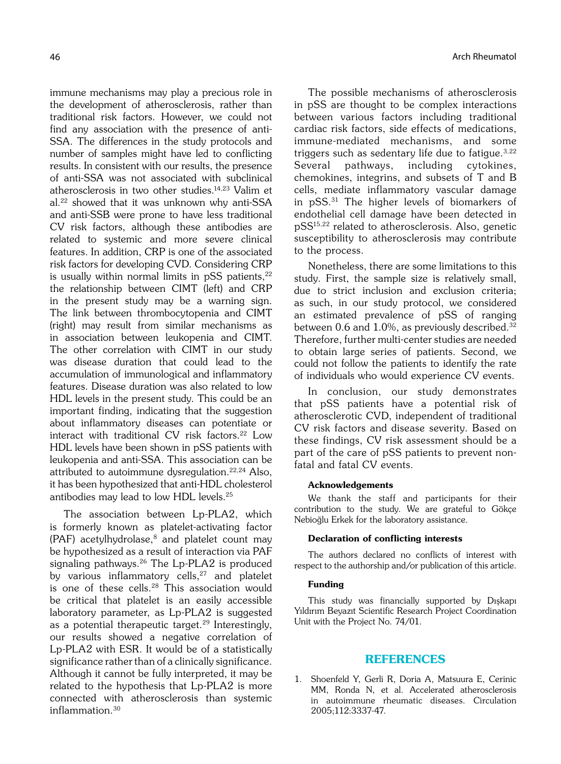immune mechanisms may play a precious role in the development of atherosclerosis, rather than traditional risk factors. However, we could not find any association with the presence of anti-SSA. The differences in the study protocols and number of samples might have led to conflicting results. In consistent with our results, the presence of anti-SSA was not associated with subclinical atherosclerosis in two other studies.[14,23] Valim et al.[22] showed that it was unknown why anti-SSA and anti-SSB were prone to have less traditional CV risk factors, although these antibodies are related to systemic and more severe clinical features. In addition, CRP is one of the associated risk factors for developing CVD. Considering CRP is usually within normal limits in pSS patients,[22] the relationship between CIMT (left) and CRP in the present study may be a warning sign. The link between thrombocytopenia and CIMT (right) may result from similar mechanisms as in association between leukopenia and CIMT. The other correlation with CIMT in our study was disease duration that could lead to the accumulation of immunological and inflammatory features. Disease duration was also related to low HDL levels in the present study. This could be an important finding, indicating that the suggestion about inflammatory diseases can potentiate or interact with traditional CV risk factors.[22] Low HDL levels have been shown in pSS patients with leukopenia and anti-SSA. This association can be attributed to autoimmune dysregulation.[22,24] Also, it has been hypothesized that anti-HDL cholesterol antibodies may lead to low HDL levels.[25]

The association between Lp-PLA2, which is formerly known as platelet-activating factor (PAF) acetylhydrolase,[8] and platelet count may be hypothesized as a result of interaction via PAF signaling pathways.[26] The Lp-PLA2 is produced by various inflammatory cells,[27] and platelet is one of these cells.[28] This association would be critical that platelet is an easily accessible laboratory parameter, as Lp-PLA2 is suggested as a potential therapeutic target.[29] Interestingly, our results showed a negative correlation of Lp-PLA2 with ESR. It would be of a statistically significance rather than of a clinically significance. Although it cannot be fully interpreted, it may be related to the hypothesis that Lp-PLA2 is more connected with atherosclerosis than systemic inflammation.[30]

The possible mechanisms of atherosclerosis in pSS are thought to be complex interactions between various factors including traditional cardiac risk factors, side effects of medications, immune-mediated mechanisms, and some triggers such as sedentary life due to fatigue.[3,22] Several pathways, including cytokines, chemokines, integrins, and subsets of T and B cells, mediate inflammatory vascular damage in pSS.[31] The higher levels of biomarkers of endothelial cell damage have been detected in pSS[15,22] related to atherosclerosis. Also, genetic susceptibility to atherosclerosis may contribute to the process.

Nonetheless, there are some limitations to this study. First, the sample size is relatively small, due to strict inclusion and exclusion criteria; as such, in our study protocol, we considered an estimated prevalence of pSS of ranging between 0.6 and 1.0%, as previously described.[32] Therefore, further multi-center studies are needed to obtain large series of patients. Second, we could not follow the patients to identify the rate of individuals who would experience CV events.

In conclusion, our study demonstrates that pSS patients have a potential risk of atherosclerotic CVD, independent of traditional CV risk factors and disease severity. Based on these findings, CV risk assessment should be a part of the care of pSS patients to prevent non-fatal and fatal CV events.

**Acknowledgements**

We thank the staff and participants for their contribution to the study. We are grateful to Gökçe Nebioğlu Erkek for the laboratory assistance.

**Declaration of conflicting interests**

The authors declared no conflicts of interest with respect to the authorship and/or publication of this article.

**Funding**

This study was financially supported by Dışkapı Yıldırım Beyazıt Scientific Research Project Coordination Unit with the Project No. 74/01.

## REFERENCES

1. Shoenfeld Y, Gerli R, Doria A, Matsuura E, Cerinic MM, Ronda N, et al. Accelerated atherosclerosis in autoimmune rheumatic diseases. Circulation 2005;112:3337-47.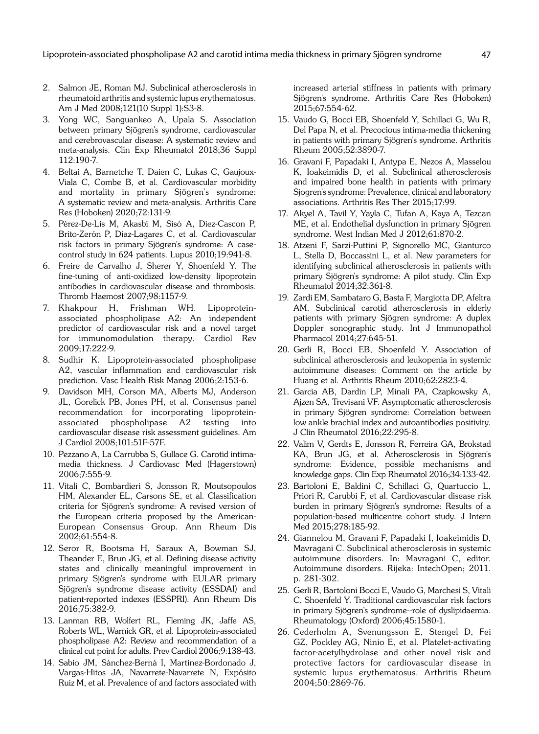2. Salmon JE, Roman MJ. Subclinical atherosclerosis in rheumatoid arthritis and systemic lupus erythematosus. Am J Med 2008;121(10 Suppl 1):S3-8.
3. Yong WC, Sanguankeo A, Upala S. Association between primary Sjögren's syndrome, cardiovascular and cerebrovascular disease: A systematic review and meta-analysis. Clin Exp Rheumatol 2018;36 Suppl 112:190-7.
4. Beltai A, Barnetche T, Daien C, Lukas C, Gaujoux-Viala C, Combe B, et al. Cardiovascular morbidity and mortality in primary Sjögren's syndrome: A systematic review and meta-analysis. Arthritis Care Res (Hoboken) 2020;72:131-9.
5. Pérez-De-Lis M, Akasbi M, Sisó A, Diez-Cascon P, Brito-Zerón P, Diaz-Lagares C, et al. Cardiovascular risk factors in primary Sjögren's syndrome: A case-control study in 624 patients. Lupus 2010;19:941-8.
6. Freire de Carvalho J, Sherer Y, Shoenfeld Y. The fine-tuning of anti-oxidized low-density lipoprotein antibodies in cardiovascular disease and thrombosis. Thromb Haemost 2007;98:1157-9.
7. Khakpour H, Frishman WH. Lipoprotein-associated phospholipase A2: An independent predictor of cardiovascular risk and a novel target for immunomodulation therapy. Cardiol Rev 2009;17:222-9.
8. Sudhir K. Lipoprotein-associated phospholipase A2, vascular inflammation and cardiovascular risk prediction. Vasc Health Risk Manag 2006;2:153-6.
9. Davidson MH, Corson MA, Alberts MJ, Anderson JL, Gorelick PB, Jones PH, et al. Consensus panel recommendation for incorporating lipoprotein-associated phospholipase A2 testing into cardiovascular disease risk assessment guidelines. Am J Cardiol 2008;101:51F-57F.
10. Pezzano A, La Carrubba S, Gullace G. Carotid intima-media thickness. J Cardiovasc Med (Hagerstown) 2006;7:555-9.
11. Vitali C, Bombardieri S, Jonsson R, Moutsopoulos HM, Alexander EL, Carsons SE, et al. Classification criteria for Sjögren's syndrome: A revised version of the European criteria proposed by the American-European Consensus Group. Ann Rheum Dis 2002;61:554-8.
12. Seror R, Bootsma H, Saraux A, Bowman SJ, Theander E, Brun JG, et al. Defining disease activity states and clinically meaningful improvement in primary Sjögren's syndrome with EULAR primary Sjögren's syndrome disease activity (ESSDAI) and patient-reported indexes (ESSPRI). Ann Rheum Dis 2016;75:382-9.
13. Lanman RB, Wolfert RL, Fleming JK, Jaffe AS, Roberts WL, Warnick GR, et al. Lipoprotein-associated phospholipase A2: Review and recommendation of a clinical cut point for adults. Prev Cardiol 2006;9:138-43.
14. Sabio JM, Sánchez-Berná I, Martinez-Bordonado J, Vargas-Hitos JA, Navarrete-Navarrete N, Expósito Ruíz M, et al. Prevalence of and factors associated with increased arterial stiffness in patients with primary Sjögren's syndrome. Arthritis Care Res (Hoboken) 2015;67:554-62.
15. Vaudo G, Bocci EB, Shoenfeld Y, Schillaci G, Wu R, Del Papa N, et al. Precocious intima-media thickening in patients with primary Sjögren's syndrome. Arthritis Rheum 2005;52:3890-7.
16. Gravani F, Papadaki I, Antypa E, Nezos A, Masselou K, Ioakeimidis D, et al. Subclinical atherosclerosis and impaired bone health in patients with primary Sjogren's syndrome: Prevalence, clinical and laboratory associations. Arthritis Res Ther 2015;17:99.
17. Akyel A, Tavil Y, Yayla C, Tufan A, Kaya A, Tezcan ME, et al. Endothelial dysfunction in primary Sjögren syndrome. West Indian Med J 2012;61:870-2.
18. Atzeni F, Sarzi-Puttini P, Signorello MC, Gianturco L, Stella D, Boccassini L, et al. New parameters for identifying subclinical atherosclerosis in patients with primary Sjögren's syndrome: A pilot study. Clin Exp Rheumatol 2014;32:361-8.
19. Zardi EM, Sambataro G, Basta F, Margiotta DP, Afeltra AM. Subclinical carotid atherosclerosis in elderly patients with primary Sjögren syndrome: A duplex Doppler sonographic study. Int J Immunopathol Pharmacol 2014;27:645-51.
20. Gerli R, Bocci EB, Shoenfeld Y. Association of subclinical atherosclerosis and leukopenia in systemic autoimmune diseases: Comment on the article by Huang et al. Arthritis Rheum 2010;62:2823-4.
21. Garcia AB, Dardin LP, Minali PA, Czapkowsky A, Ajzen SA, Trevisani VF. Asymptomatic atherosclerosis in primary Sjögren syndrome: Correlation between low ankle brachial index and autoantibodies positivity. J Clin Rheumatol 2016;22:295-8.
22. Valim V, Gerdts E, Jonsson R, Ferreira GA, Brokstad KA, Brun JG, et al. Atherosclerosis in Sjögren's syndrome: Evidence, possible mechanisms and knowledge gaps. Clin Exp Rheumatol 2016;34:133-42.
23. Bartoloni E, Baldini C, Schillaci G, Quartuccio L, Priori R, Carubbi F, et al. Cardiovascular disease risk burden in primary Sjögren's syndrome: Results of a population-based multicentre cohort study. J Intern Med 2015;278:185-92.
24. Giannelou M, Gravani F, Papadaki I, Ioakeimidis D, Mavragani C. Subclinical atherosclerosis in systemic autoimmune disorders. In: Mavragani C, editor. Autoimmune disorders. Rijeka: IntechOpen; 2011. p. 281-302.
25. Gerli R, Bartoloni Bocci E, Vaudo G, Marchesi S, Vitali C, Shoenfeld Y. Traditional cardiovascular risk factors in primary Sjögren's syndrome--role of dyslipidaemia. Rheumatology (Oxford) 2006;45:1580-1.
26. Cederholm A, Svenungsson E, Stengel D, Fei GZ, Pockley AG, Ninio E, et al. Platelet-activating factor-acetylhydrolase and other novel risk and protective factors for cardiovascular disease in systemic lupus erythematosus. Arthritis Rheum 2004;50:2869-76.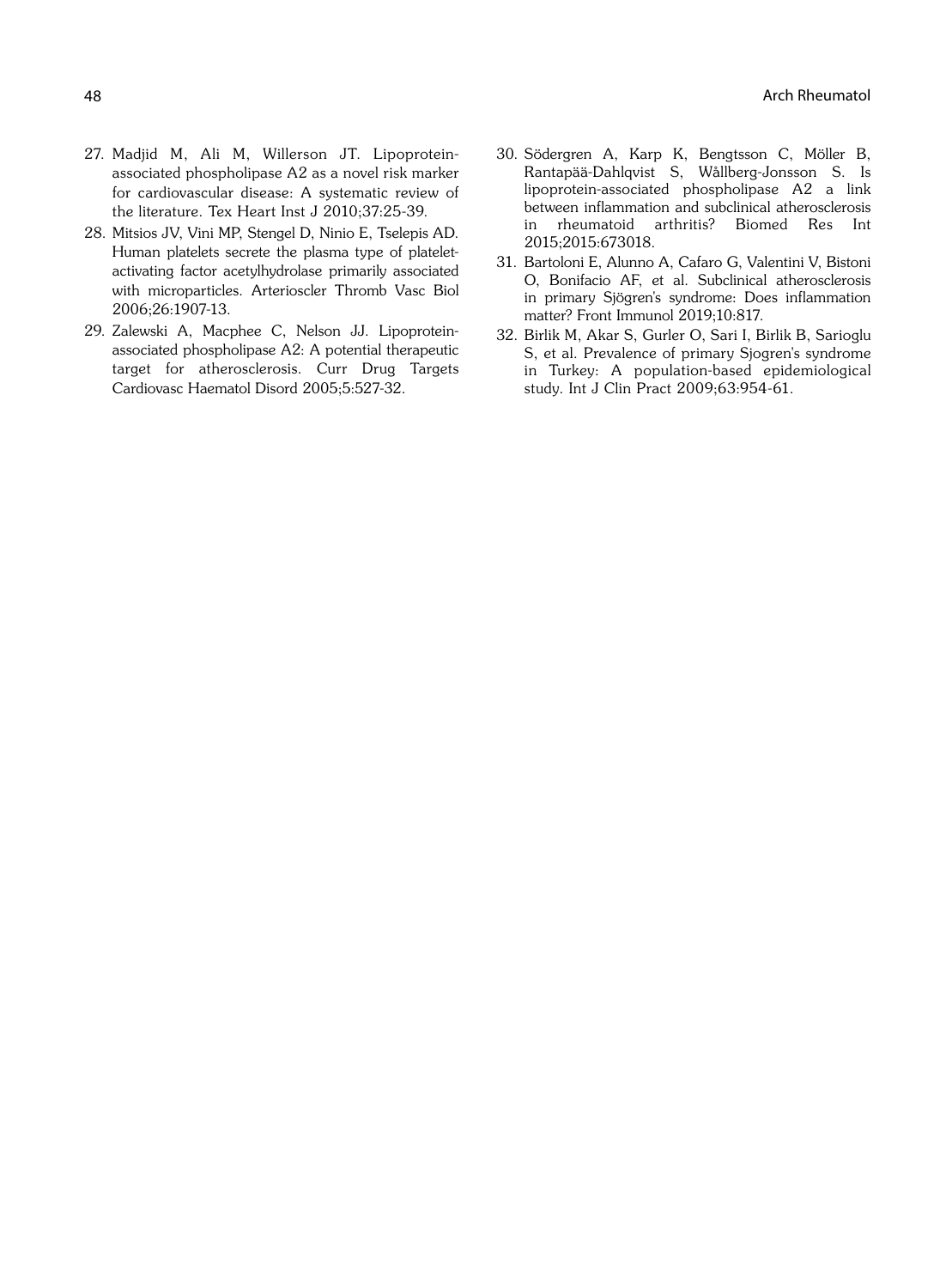27. Madjid M, Ali M, Willerson JT. Lipoprotein-associated phospholipase A2 as a novel risk marker for cardiovascular disease: A systematic review of the literature. Tex Heart Inst J 2010;37:25-39.
28. Mitsios JV, Vini MP, Stengel D, Ninio E, Tselepis AD. Human platelets secrete the plasma type of platelet-activating factor acetylhydrolase primarily associated with microparticles. Arterioscler Thromb Vasc Biol 2006;26:1907-13.
29. Zalewski A, Macphee C, Nelson JJ. Lipoprotein-associated phospholipase A2: A potential therapeutic target for atherosclerosis. Curr Drug Targets Cardiovasc Haematol Disord 2005;5:527-32.
30. Södergren A, Karp K, Bengtsson C, Möller B, Rantapää-Dahlqvist S, Wållberg-Jonsson S. Is lipoprotein-associated phospholipase A2 a link between inflammation and subclinical atherosclerosis in rheumatoid arthritis? Biomed Res Int 2015;2015:673018.
31. Bartoloni E, Alunno A, Cafaro G, Valentini V, Bistoni O, Bonifacio AF, et al. Subclinical atherosclerosis in primary Sjögren's syndrome: Does inflammation matter? Front Immunol 2019;10:817.
32. Birlik M, Akar S, Gurler O, Sari I, Birlik B, Sarioglu S, et al. Prevalence of primary Sjogren's syndrome in Turkey: A population-based epidemiological study. Int J Clin Pract 2009;63:954-61.